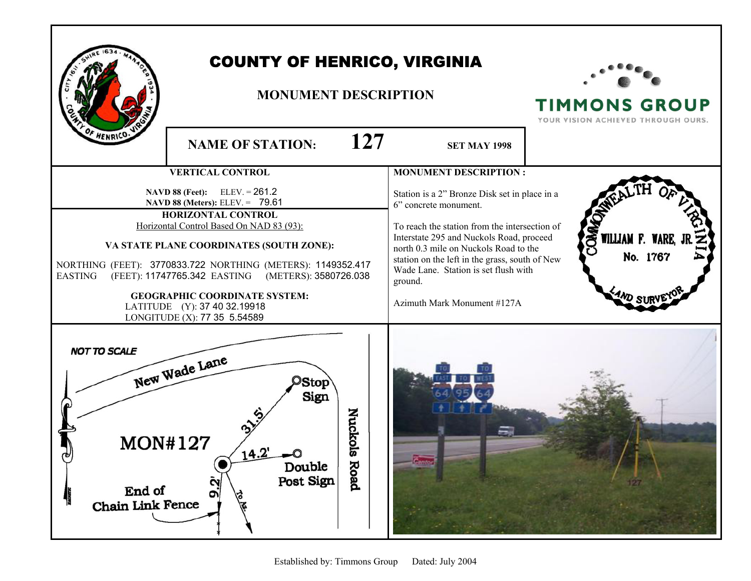# COUNTY OF HENRICO, VIRGINIA

## MONUMENT DESCRIPTION

TIMMONS GROUP
YOUR VISION ACHIEVED THROUGH OURS.

**NAME OF STATION:** **127** **SET MAY 1998**

### VERTICAL CONTROL

**NAVD 88 (Feet):** ELEV. = 261.2
**NAVD 88 (Meters):** ELEV. = 79.61

### HORIZONTAL CONTROL

Horizontal Control Based On NAD 83 (93):

**VA STATE PLANE COORDINATES (SOUTH ZONE):**

NORTHING (FEET): 3770833.722 NORTHING (METERS): 1149352.417
EASTING (FEET): 11747765.342 EASTING (METERS): 3580726.038

**GEOGRAPHIC COORDINATE SYSTEM:**
LATITUDE (Y): 37 40 32.19918
LONGITUDE (X): 77 35 5.54589

### MONUMENT DESCRIPTION :

Station is a 2" Bronze Disk set in place in a 6" concrete monument.

To reach the station from the intersection of Interstate 295 and Nuckols Road, proceed north 0.3 mile on Nuckols Road to the station on the left in the grass, south of New Wade Lane. Station is set flush with ground.

Azimuth Mark Monument #127A

COMMONWEALTH OF VIRGINIA
WILLIAM F. WARE, JR.
No. 1767
LAND SURVEYOR

NOT TO SCALE

New Wade Lane
MON#127
Stop Sign 31.5'
Double Post Sign 14.2'
End of Chain Link Fence 9.2'
To Az.
Nuckols Road

Established by: Timmons Group Dated: July 2004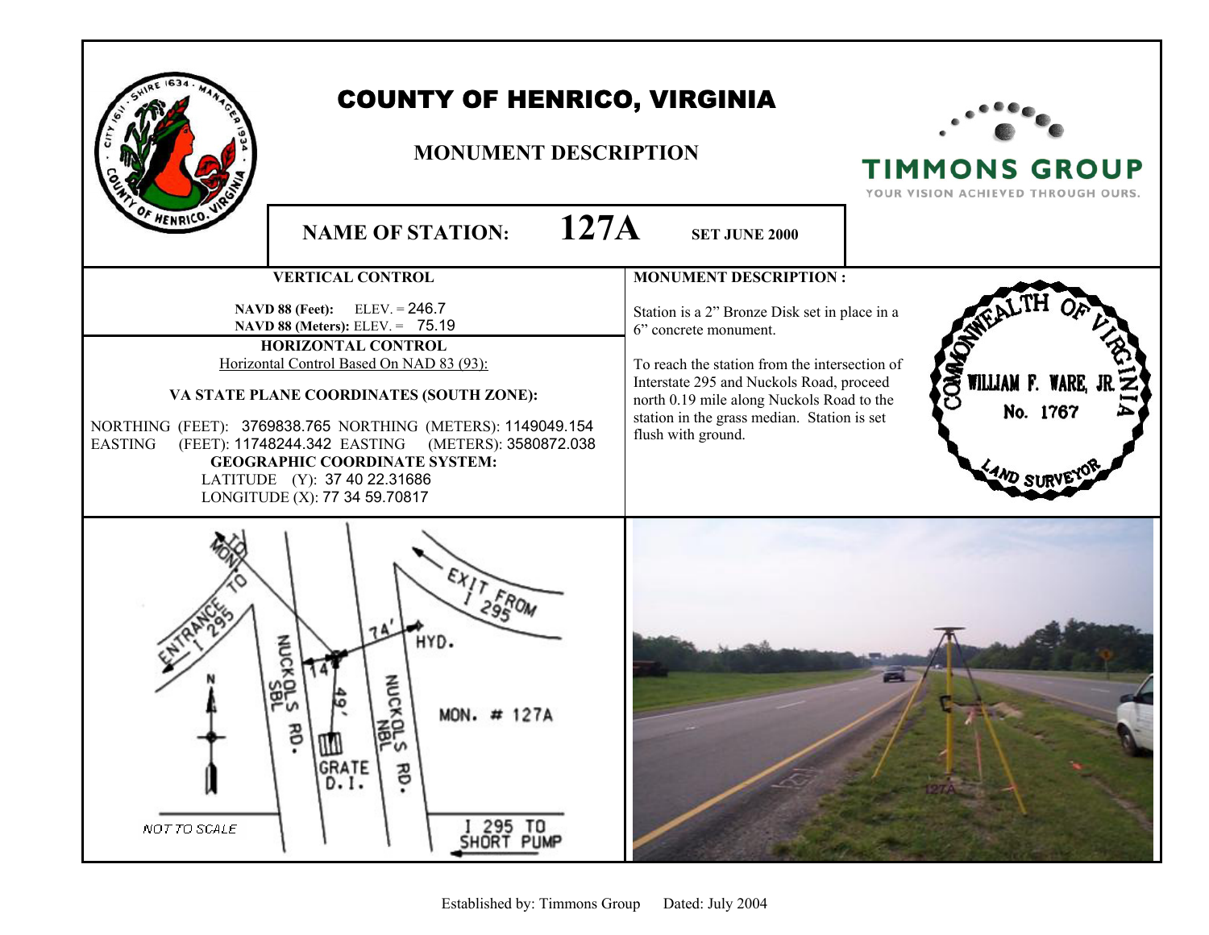# COUNTY OF HENRICO, VIRGINIA

## MONUMENT DESCRIPTION

TIMMONS GROUP
YOUR VISION ACHIEVED THROUGH OURS.

**NAME OF STATION:** **127A** **SET JUNE 2000**

**VERTICAL CONTROL**

**NAVD 88 (Feet):** ELEV. = 246.7
**NAVD 88 (Meters):** ELEV. = 75.19

**HORIZONTAL CONTROL**

Horizontal Control Based On NAD 83 (93):

**VA STATE PLANE COORDINATES (SOUTH ZONE):**

NORTHING (FEET): 3769838.765 NORTHING (METERS): 1149049.154
EASTING (FEET): 11748244.342 EASTING (METERS): 3580872.038

**GEOGRAPHIC COORDINATE SYSTEM:**

LATITUDE (Y): 37 40 22.31686
LONGITUDE (X): 77 34 59.70817

**MONUMENT DESCRIPTION :**

Station is a 2" Bronze Disk set in place in a 6" concrete monument.

To reach the station from the intersection of Interstate 295 and Nuckols Road, proceed north 0.19 mile along Nuckols Road to the station in the grass median. Station is set flush with ground.

COMMONWEALTH OF VIRGINIA
WILLIAM F. WARE, JR.
No. 1767
LAND SURVEYOR

TO MON.
ENTRANCE TO I 295
EXIT FROM I 295
74'
HYD.
14'
49'
NUCKOLS RD. SBL
NUCKOLS RD. NBL
MON. # 127A
GRATE D.I.
N
NOT TO SCALE
I 295 TO SHORT PUMP

Established by: Timmons Group Dated: July 2004